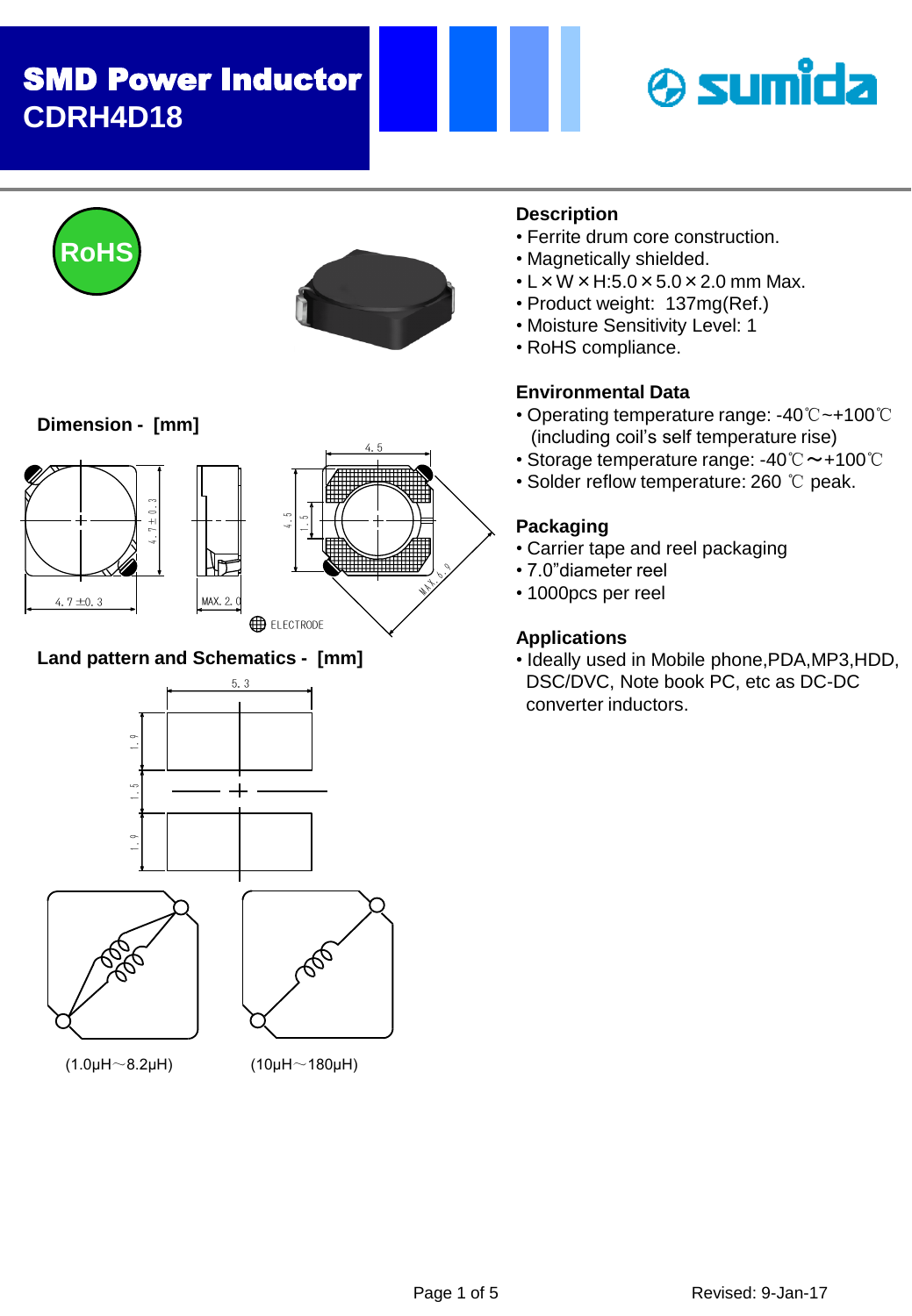# SMD Power Inductor

## CDRH4D18

RoHS

### Dimension - [mm]

4.7±0.3

MAX. 2.0

4.5

1.5

MAX. 6.9

ELECTRODE

### Land pattern and Schematics - [mm]

5.3

1.9

1.5

1.9

(1.0μH～8.2μH) (10μH～180μH)

### Description

- Ferrite drum core construction.
- Magnetically shielded.
- L × W × H:5.0 × 5.0 × 2.0 mm Max.
- Product weight: 137mg(Ref.)
- Moisture Sensitivity Level: 1
- RoHS compliance.

### Environmental Data

- Operating temperature range: -40℃~+100℃ (including coil's self temperature rise)
- Storage temperature range: -40℃～+100℃
- Solder reflow temperature: 260 ℃ peak.

### Packaging

- Carrier tape and reel packaging
- 7.0"diameter reel
- 1000pcs per reel

### Applications

- Ideally used in Mobile phone,PDA,MP3,HDD, DSC/DVC, Note book PC, etc as DC-DC converter inductors.

Revised: 9-Jan-17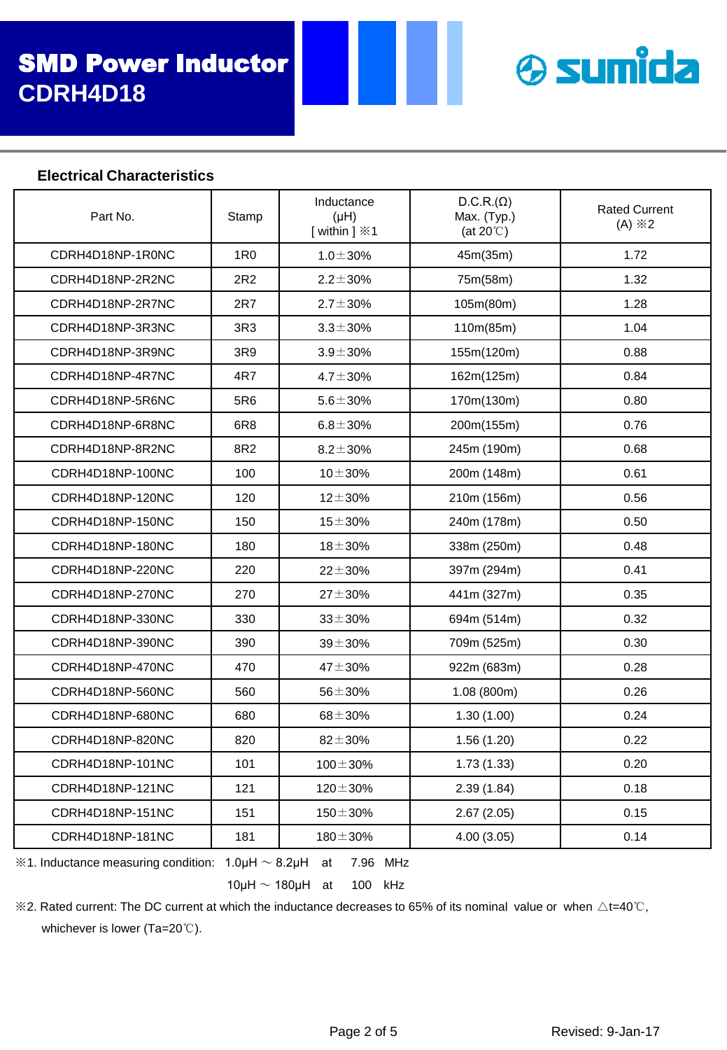# SMD Power Inductor
## CDRH4D18

sumida

### Electrical Characteristics

| Part No. | Stamp | Inductance (μH) [ within ] ※1 | D.C.R.(Ω) Max. (Typ.) (at 20℃) | Rated Current (A) ※2 |
|---|---|---|---|---|
| CDRH4D18NP-1R0NC | 1R0 | 1.0±30% | 45m(35m) | 1.72 |
| CDRH4D18NP-2R2NC | 2R2 | 2.2±30% | 75m(58m) | 1.32 |
| CDRH4D18NP-2R7NC | 2R7 | 2.7±30% | 105m(80m) | 1.28 |
| CDRH4D18NP-3R3NC | 3R3 | 3.3±30% | 110m(85m) | 1.04 |
| CDRH4D18NP-3R9NC | 3R9 | 3.9±30% | 155m(120m) | 0.88 |
| CDRH4D18NP-4R7NC | 4R7 | 4.7±30% | 162m(125m) | 0.84 |
| CDRH4D18NP-5R6NC | 5R6 | 5.6±30% | 170m(130m) | 0.80 |
| CDRH4D18NP-6R8NC | 6R8 | 6.8±30% | 200m(155m) | 0.76 |
| CDRH4D18NP-8R2NC | 8R2 | 8.2±30% | 245m (190m) | 0.68 |
| CDRH4D18NP-100NC | 100 | 10±30% | 200m (148m) | 0.61 |
| CDRH4D18NP-120NC | 120 | 12±30% | 210m (156m) | 0.56 |
| CDRH4D18NP-150NC | 150 | 15±30% | 240m (178m) | 0.50 |
| CDRH4D18NP-180NC | 180 | 18±30% | 338m (250m) | 0.48 |
| CDRH4D18NP-220NC | 220 | 22±30% | 397m (294m) | 0.41 |
| CDRH4D18NP-270NC | 270 | 27±30% | 441m (327m) | 0.35 |
| CDRH4D18NP-330NC | 330 | 33±30% | 694m (514m) | 0.32 |
| CDRH4D18NP-390NC | 390 | 39±30% | 709m (525m) | 0.30 |
| CDRH4D18NP-470NC | 470 | 47±30% | 922m (683m) | 0.28 |
| CDRH4D18NP-560NC | 560 | 56±30% | 1.08 (800m) | 0.26 |
| CDRH4D18NP-680NC | 680 | 68±30% | 1.30 (1.00) | 0.24 |
| CDRH4D18NP-820NC | 820 | 82±30% | 1.56 (1.20) | 0.22 |
| CDRH4D18NP-101NC | 101 | 100±30% | 1.73 (1.33) | 0.20 |
| CDRH4D18NP-121NC | 121 | 120±30% | 2.39 (1.84) | 0.18 |
| CDRH4D18NP-151NC | 151 | 150±30% | 2.67 (2.05) | 0.15 |
| CDRH4D18NP-181NC | 181 | 180±30% | 4.00 (3.05) | 0.14 |

※1. Inductance measuring condition: 1.0μH ~ 8.2μH at 7.96 MHz
10μH ~ 180μH at 100 kHz

※2. Rated current: The DC current at which the inductance decreases to 65% of its nominal value or when △t=40℃, whichever is lower (Ta=20℃).

Revised: 9-Jan-17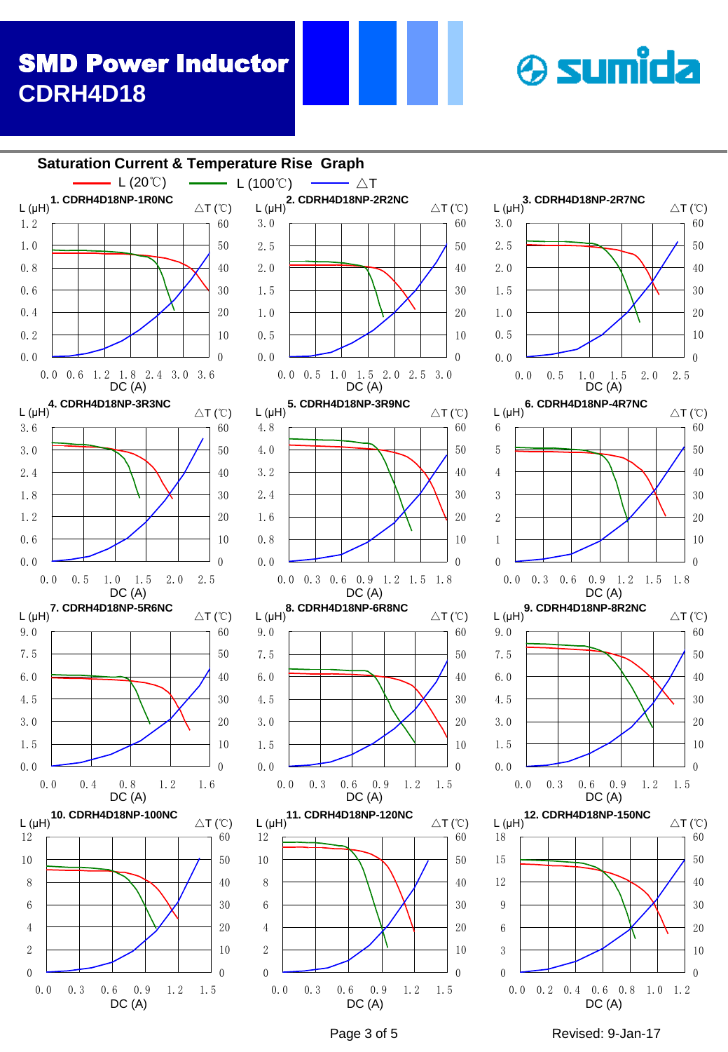# SMD Power Inductor
## CDRH4D18

### Saturation Current & Temperature Rise Graph

L (20℃) — L (100℃) — △T

**1. CDRH4D18NP-1R0NC**
L (μH): 0.0, 0.2, 0.4, 0.6, 0.8, 1.0, 1.2
△T (℃): 0, 10, 20, 30, 40, 50, 60
DC (A): 0.0, 0.6, 1.2, 1.8, 2.4, 3.0, 3.6

**2. CDRH4D18NP-2R2NC**
L (μH): 0.0, 0.5, 1.0, 1.5, 2.0, 2.5, 3.0
△T (℃): 0, 10, 20, 30, 40, 50, 60
DC (A): 0.0, 0.5, 1.0, 1.5, 2.0, 2.5, 3.0

**3. CDRH4D18NP-2R7NC**
L (μH): 0.0, 0.5, 1.0, 1.5, 2.0, 2.5, 3.0
△T (℃): 0, 10, 20, 30, 40, 50, 60
DC (A): 0.0, 0.5, 1.0, 1.5, 2.0, 2.5

**4. CDRH4D18NP-3R3NC**
L (μH): 0.0, 0.6, 1.2, 1.8, 2.4, 3.0, 3.6
△T (℃): 0, 10, 20, 30, 40, 50, 60
DC (A): 0.0, 0.5, 1.0, 1.5, 2.0, 2.5

**5. CDRH4D18NP-3R9NC**
L (μH): 0.0, 0.8, 1.6, 2.4, 3.2, 4.0, 4.8
△T (℃): 0, 10, 20, 30, 40, 50, 60
DC (A): 0.0, 0.3, 0.6, 0.9, 1.2, 1.5, 1.8

**6. CDRH4D18NP-4R7NC**
L (μH): 0, 1, 2, 3, 4, 5, 6
△T (℃): 0, 10, 20, 30, 40, 50, 60
DC (A): 0.0, 0.3, 0.6, 0.9, 1.2, 1.5, 1.8

**7. CDRH4D18NP-5R6NC**
L (μH): 0.0, 1.5, 3.0, 4.5, 6.0, 7.5, 9.0
△T (℃): 0, 10, 20, 30, 40, 50, 60
DC (A): 0.0, 0.4, 0.8, 1.2, 1.6

**8. CDRH4D18NP-6R8NC**
L (μH): 0.0, 1.5, 3.0, 4.5, 6.0, 7.5, 9.0
△T (℃): 0, 10, 20, 30, 40, 50, 60
DC (A): 0.0, 0.3, 0.6, 0.9, 1.2, 1.5

**9. CDRH4D18NP-8R2NC**
L (μH): 0.0, 1.5, 3.0, 4.5, 6.0, 7.5, 9.0
△T (℃): 0, 10, 20, 30, 40, 50, 60
DC (A): 0.0, 0.3, 0.6, 0.9, 1.2, 1.5

**10. CDRH4D18NP-100NC**
L (μH): 0, 2, 4, 6, 8, 10, 12
△T (℃): 0, 10, 20, 30, 40, 50, 60
DC (A): 0.0, 0.3, 0.6, 0.9, 1.2, 1.5

**11. CDRH4D18NP-120NC**
L (μH): 0, 2, 4, 6, 8, 10, 12
△T (℃): 0, 10, 20, 30, 40, 50, 60
DC (A): 0.0, 0.3, 0.6, 0.9, 1.2, 1.5

**12. CDRH4D18NP-150NC**
L (μH): 0, 3, 6, 9, 12, 15, 18
△T (℃): 0, 10, 20, 30, 40, 50, 60
DC (A): 0.0, 0.2, 0.4, 0.6, 0.8, 1.0, 1.2

Revised: 9-Jan-17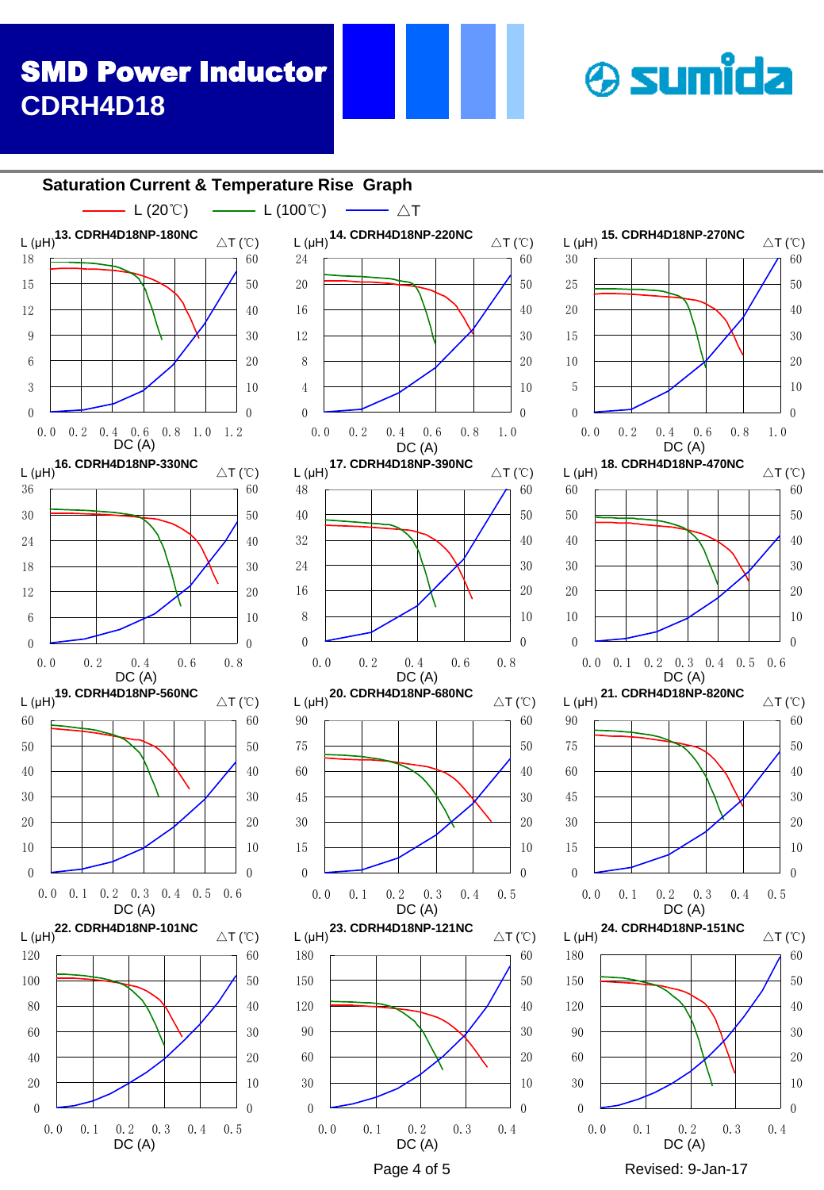# SMD Power Inductor
## CDRH4D18

### Saturation Current & Temperature Rise Graph

L (20℃) — L (100℃) — △T

**13. CDRH4D18NP-180NC**

L (μH): 0, 3, 6, 9, 12, 15, 18 — △T (℃): 0, 10, 20, 30, 40, 50, 60

DC (A): 0.0, 0.2, 0.4, 0.6, 0.8, 1.0, 1.2

**14. CDRH4D18NP-220NC**

L (μH): 0, 4, 8, 12, 16, 20, 24 — △T (℃): 0, 10, 20, 30, 40, 50, 60

DC (A): 0.0, 0.2, 0.4, 0.6, 0.8, 1.0

**15. CDRH4D18NP-270NC**

L (μH): 0, 5, 10, 15, 20, 25, 30 — △T (℃): 0, 10, 20, 30, 40, 50, 60

DC (A): 0.0, 0.2, 0.4, 0.6, 0.8, 1.0

**16. CDRH4D18NP-330NC**

L (μH): 0, 6, 12, 18, 24, 30, 36 — △T (℃): 0, 10, 20, 30, 40, 50, 60

DC (A): 0.0, 0.2, 0.4, 0.6, 0.8

**17. CDRH4D18NP-390NC**

L (μH): 0, 8, 16, 24, 32, 40, 48 — △T (℃): 0, 10, 20, 30, 40, 50, 60

DC (A): 0.0, 0.2, 0.4, 0.6, 0.8

**18. CDRH4D18NP-470NC**

L (μH): 0, 10, 20, 30, 40, 50, 60 — △T (℃): 0, 10, 20, 30, 40, 50, 60

DC (A): 0.0, 0.1, 0.2, 0.3, 0.4, 0.5, 0.6

**19. CDRH4D18NP-560NC**

L (μH): 0, 10, 20, 30, 40, 50, 60 — △T (℃): 0, 10, 20, 30, 40, 50, 60

DC (A): 0.0, 0.1, 0.2, 0.3, 0.4, 0.5, 0.6

**20. CDRH4D18NP-680NC**

L (μH): 0, 15, 30, 45, 60, 75, 90 — △T (℃): 0, 10, 20, 30, 40, 50, 60

DC (A): 0.0, 0.1, 0.2, 0.3, 0.4, 0.5

**21. CDRH4D18NP-820NC**

L (μH): 0, 15, 30, 45, 60, 75, 90 — △T (℃): 0, 10, 20, 30, 40, 50, 60

DC (A): 0.0, 0.1, 0.2, 0.3, 0.4, 0.5

**22. CDRH4D18NP-101NC**

L (μH): 0, 20, 40, 60, 80, 100, 120 — △T (℃): 0, 10, 20, 30, 40, 50, 60

DC (A): 0.0, 0.1, 0.2, 0.3, 0.4, 0.5

**23. CDRH4D18NP-121NC**

L (μH): 0, 30, 60, 90, 120, 150, 180 — △T (℃): 0, 10, 20, 30, 40, 50, 60

DC (A): 0.0, 0.1, 0.2, 0.3, 0.4

**24. CDRH4D18NP-151NC**

L (μH): 0, 30, 60, 90, 120, 150, 180 — △T (℃): 0, 10, 20, 30, 40, 50, 60

DC (A): 0.0, 0.1, 0.2, 0.3, 0.4

Revised: 9-Jan-17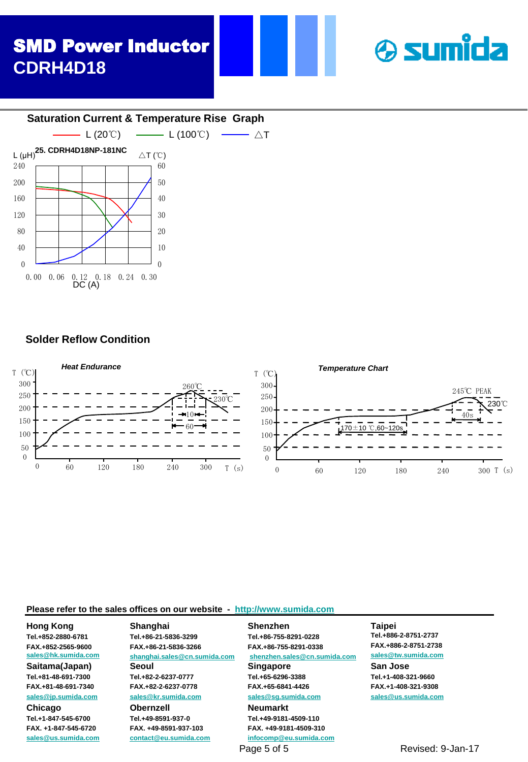# SMD Power Inductor
## CDRH4D18

## Saturation Current & Temperature Rise Graph

L (20℃) L (100℃) △T

25. CDRH4D18NP-181NC

L (μH)

240
200
160
120
80
40
0

△T (℃)

60
50
40
30
20
10
0

0.00 0.06 0.12 0.18 0.24 0.30

DC (A)

## Solder Reflow Condition

*Heat Endurance*

T (℃)

300
250
200
150
100
50
0

260℃
230℃
10
60

0 60 120 180 240 300 T (s)

*Temperature Chart*

T (℃)

300
250
200
150
100
50
0

245℃ PEAK
230℃
40s
170±10 ℃,60~120s

0 60 120 180 240 300 T (s)

**Please refer to the sales offices on our website - http://www.sumida.com**

**Hong Kong**
Tel.+852-2880-6781
FAX.+852-2565-9600
sales@hk.sumida.com

**Shanghai**
Tel.+86-21-5836-3299
FAX.+86-21-5836-3266
shanghai.sales@cn.sumida.com

**Shenzhen**
Tel.+86-755-8291-0228
FAX.+86-755-8291-0338
shenzhen.sales@cn.sumida.com

**Taipei**
Tel.+886-2-8751-2737
FAX.+886-2-8751-2738
sales@tw.sumida.com

**Saitama(Japan)**
Tel.+81-48-691-7300
FAX.+81-48-691-7340
sales@jp.sumida.com

**Seoul**
Tel.+82-2-6237-0777
FAX.+82-2-6237-0778
sales@kr.sumida.com

**Singapore**
Tel.+65-6296-3388
FAX.+65-6841-4426
sales@sg.sumida.com

**San Jose**
Tel.+1-408-321-9660
FAX.+1-408-321-9308
sales@us.sumida.com

**Chicago**
Tel.+1-847-545-6700
FAX. +1-847-545-6720
sales@us.sumida.com

**Obernzell**
Tel.+49-8591-937-0
FAX. +49-8591-937-103
contact@eu.sumida.com

**Neumarkt**
Tel.+49-9181-4509-110
FAX. +49-9181-4509-310
infocomp@eu.sumida.com

Revised: 9-Jan-17